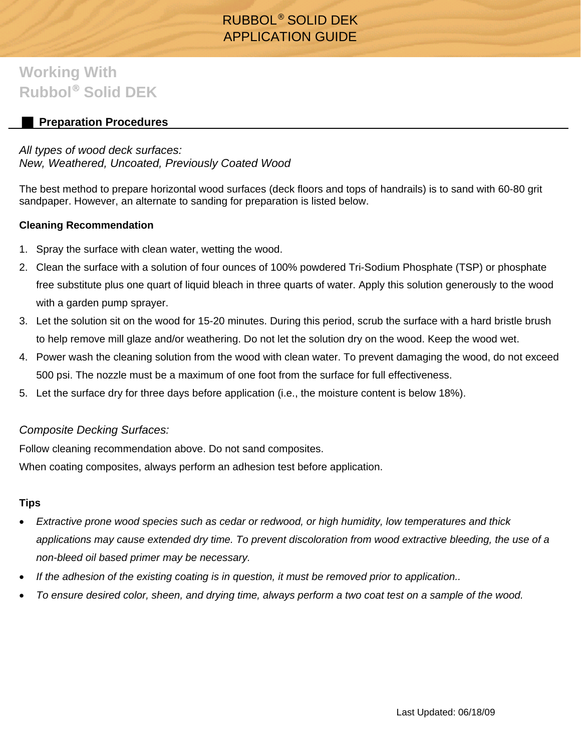# RUBBOL® SOLID DEK APPLICATION GUIDE

## Working With Rubbol® Solid DEK

### Preparation Procedures

*All types of wood deck surfaces:*
*New, Weathered, Uncoated, Previously Coated Wood*

The best method to prepare horizontal wood surfaces (deck floors and tops of handrails) is to sand with 60-80 grit sandpaper. However, an alternate to sanding for preparation is listed below.

**Cleaning Recommendation**

1. Spray the surface with clean water, wetting the wood.
2. Clean the surface with a solution of four ounces of 100% powdered Tri-Sodium Phosphate (TSP) or phosphate free substitute plus one quart of liquid bleach in three quarts of water. Apply this solution generously to the wood with a garden pump sprayer.
3. Let the solution sit on the wood for 15-20 minutes. During this period, scrub the surface with a hard bristle brush to help remove mill glaze and/or weathering. Do not let the solution dry on the wood. Keep the wood wet.
4. Power wash the cleaning solution from the wood with clean water. To prevent damaging the wood, do not exceed 500 psi. The nozzle must be a maximum of one foot from the surface for full effectiveness.
5. Let the surface dry for three days before application (i.e., the moisture content is below 18%).

*Composite Decking Surfaces:*

Follow cleaning recommendation above. Do not sand composites.

When coating composites, always perform an adhesion test before application.

**Tips**

- *Extractive prone wood species such as cedar or redwood, or high humidity, low temperatures and thick applications may cause extended dry time. To prevent discoloration from wood extractive bleeding, the use of a non-bleed oil based primer may be necessary.*
- *If the adhesion of the existing coating is in question, it must be removed prior to application..*
- *To ensure desired color, sheen, and drying time, always perform a two coat test on a sample of the wood.*

Last Updated: 06/18/09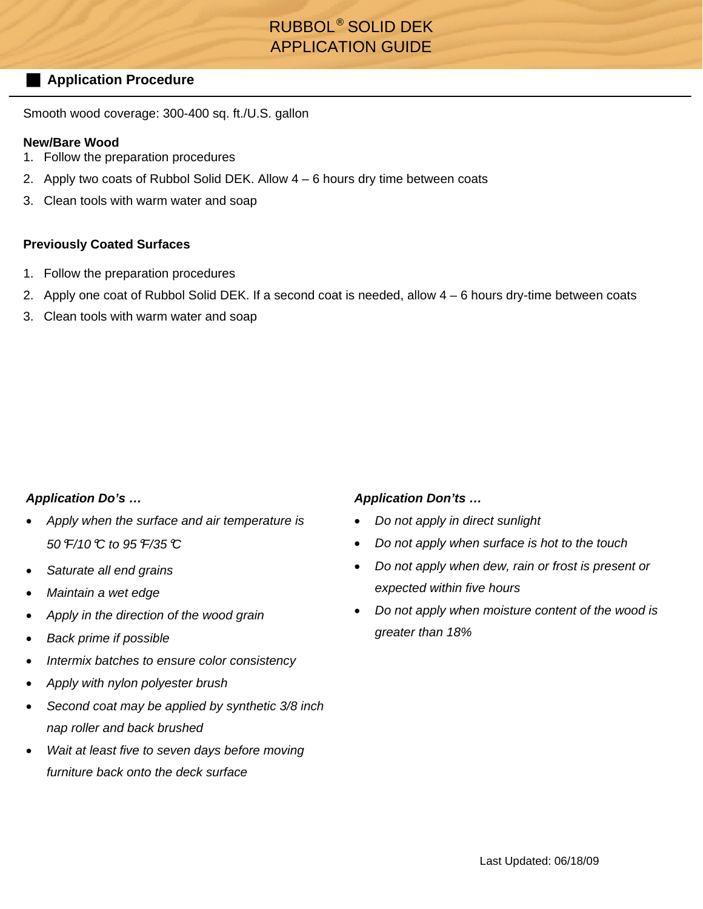# RUBBOL® SOLID DEK APPLICATION GUIDE

## Application Procedure

Smooth wood coverage: 300-400 sq. ft./U.S. gallon

**New/Bare Wood**

1. Follow the preparation procedures
2. Apply two coats of Rubbol Solid DEK. Allow 4 – 6 hours dry time between coats
3. Clean tools with warm water and soap

**Previously Coated Surfaces**

1. Follow the preparation procedures
2. Apply one coat of Rubbol Solid DEK. If a second coat is needed, allow 4 – 6 hours dry-time between coats
3. Clean tools with warm water and soap

***Application Do's …***

- *Apply when the surface and air temperature is 50℉/10℃ to 95℉/35℃*
- *Saturate all end grains*
- *Maintain a wet edge*
- *Apply in the direction of the wood grain*
- *Back prime if possible*
- *Intermix batches to ensure color consistency*
- *Apply with nylon polyester brush*
- *Second coat may be applied by synthetic 3/8 inch nap roller and back brushed*
- *Wait at least five to seven days before moving furniture back onto the deck surface*

***Application Don'ts …***

- *Do not apply in direct sunlight*
- *Do not apply when surface is hot to the touch*
- *Do not apply when dew, rain or frost is present or expected within five hours*
- *Do not apply when moisture content of the wood is greater than 18%*

Last Updated: 06/18/09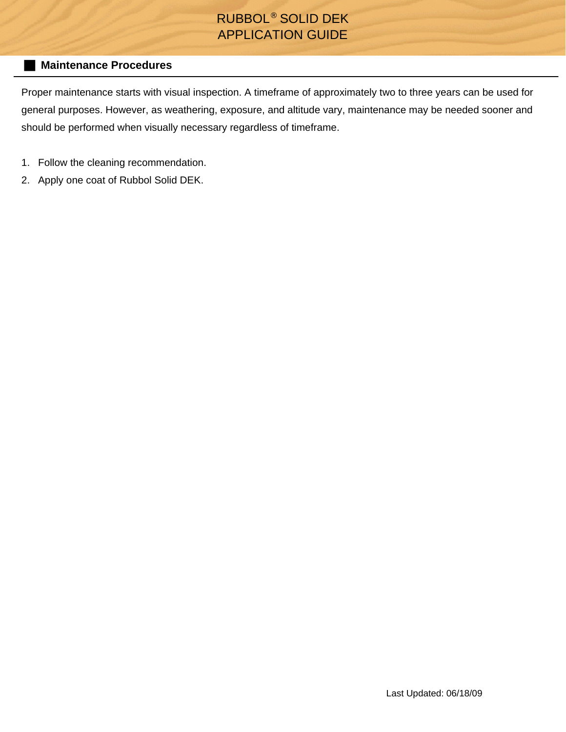## Maintenance Procedures

Proper maintenance starts with visual inspection. A timeframe of approximately two to three years can be used for general purposes. However, as weathering, exposure, and altitude vary, maintenance may be needed sooner and should be performed when visually necessary regardless of timeframe.

1. Follow the cleaning recommendation.
2. Apply one coat of Rubbol Solid DEK.

Last Updated: 06/18/09